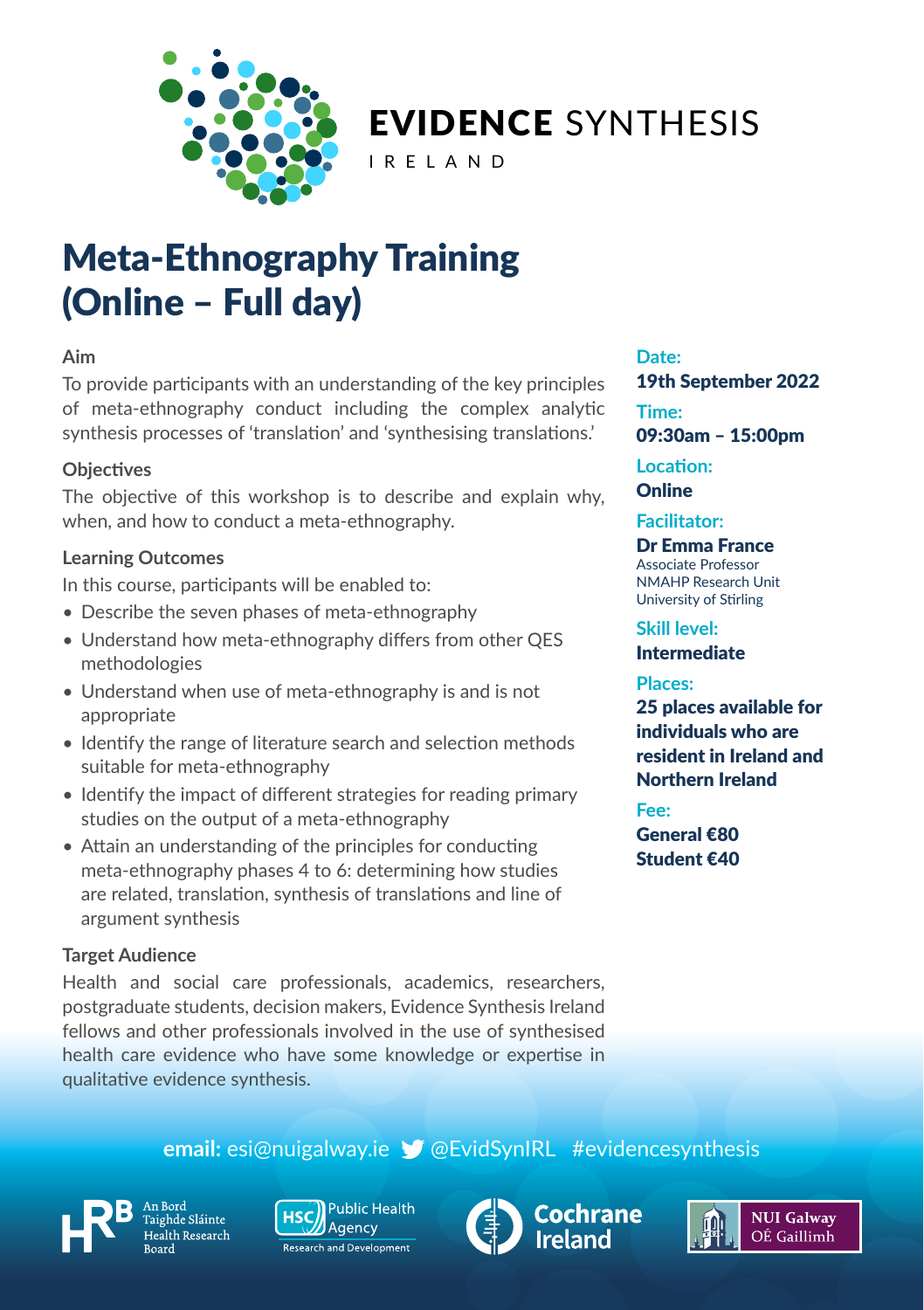EVIDENCE SYNTHESIS
IRELAND

# Meta-Ethnography Training (Online – Full day)

### Aim

To provide participants with an understanding of the key principles of meta-ethnography conduct including the complex analytic synthesis processes of 'translation' and 'synthesising translations.'

### Objectives

The objective of this workshop is to describe and explain why, when, and how to conduct a meta-ethnography.

### Learning Outcomes

In this course, participants will be enabled to:

- Describe the seven phases of meta-ethnography
- Understand how meta-ethnography differs from other QES methodologies
- Understand when use of meta-ethnography is and is not appropriate
- Identify the range of literature search and selection methods suitable for meta-ethnography
- Identify the impact of different strategies for reading primary studies on the output of a meta-ethnography
- Attain an understanding of the principles for conducting meta-ethnography phases 4 to 6: determining how studies are related, translation, synthesis of translations and line of argument synthesis

### Target Audience

Health and social care professionals, academics, researchers, postgraduate students, decision makers, Evidence Synthesis Ireland fellows and other professionals involved in the use of synthesised health care evidence who have some knowledge or expertise in qualitative evidence synthesis.

**Date:**
**19th September 2022**

**Time:**
**09:30am – 15:00pm**

**Location:**
**Online**

**Facilitator:**
**Dr Emma France**
Associate Professor
NMAHP Research Unit
University of Stirling

**Skill level:**
**Intermediate**

**Places:**
**25 places available for individuals who are resident in Ireland and Northern Ireland**

**Fee:**
**General €80**
**Student €40**

**email:** esi@nuigalway.ie @EvidSynIRL #evidencesynthesis

An Bord Taighde Sláinte Health Research Board

HSC Public Health Agency Research and Development

Cochrane Ireland

NUI Galway OÉ Gaillimh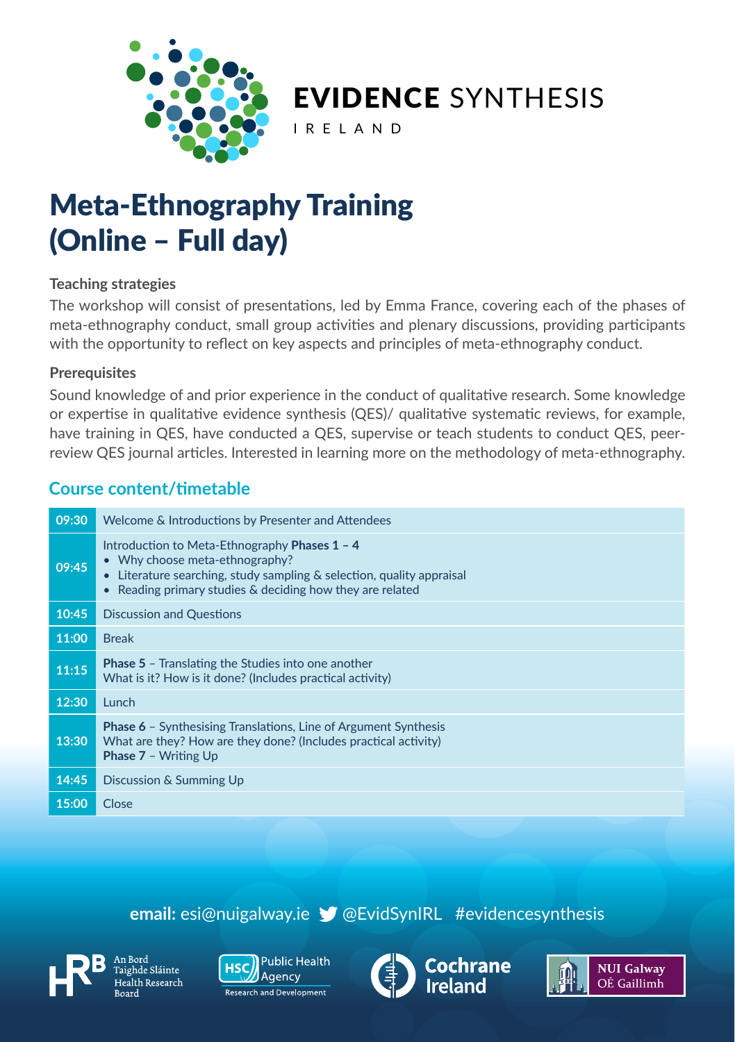EVIDENCE SYNTHESIS

IRELAND

# Meta-Ethnography Training (Online – Full day)

**Teaching strategies**

The workshop will consist of presentations, led by Emma France, covering each of the phases of meta-ethnography conduct, small group activities and plenary discussions, providing participants with the opportunity to reflect on key aspects and principles of meta-ethnography conduct.

**Prerequisites**

Sound knowledge of and prior experience in the conduct of qualitative research. Some knowledge or expertise in qualitative evidence synthesis (QES)/ qualitative systematic reviews, for example, have training in QES, have conducted a QES, supervise or teach students to conduct QES, peer-review QES journal articles. Interested in learning more on the methodology of meta-ethnography.

## Course content/timetable

| | |
|---|---|
| **09:30** | Welcome & Introductions by Presenter and Attendees |
| **09:45** | Introduction to Meta-Ethnography **Phases 1 – 4**<br>• Why choose meta-ethnography?<br>• Literature searching, study sampling & selection, quality appraisal<br>• Reading primary studies & deciding how they are related |
| **10:45** | Discussion and Questions |
| **11:00** | Break |
| **11:15** | **Phase 5** – Translating the Studies into one another<br>What is it? How is it done? (Includes practical activity) |
| **12:30** | Lunch |
| **13:30** | **Phase 6** – Synthesising Translations, Line of Argument Synthesis<br>What are they? How are they done? (Includes practical activity)<br>**Phase 7** – Writing Up |
| **14:45** | Discussion & Summing Up |
| **15:00** | Close |

**email:** esi@nuigalway.ie @EvidSynIRL #evidencesynthesis

An Bord Taighde Sláinte Health Research Board

HSC Public Health Agency Research and Development

Cochrane Ireland

NUI Galway OÉ Gaillimh